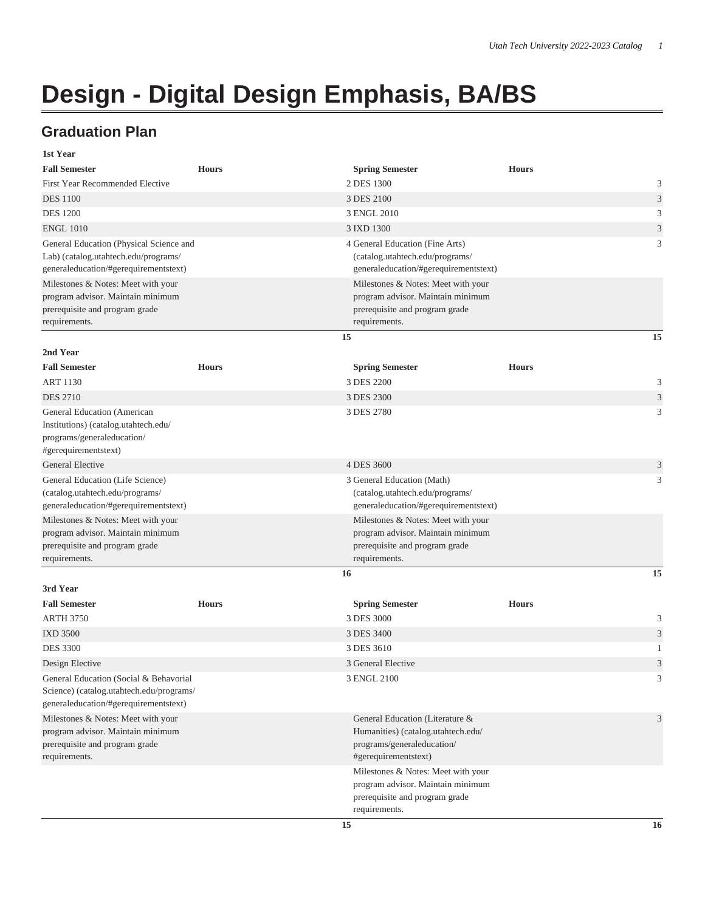# Design - Digital Design Emphasis, BA/BS

## Graduation Plan

**1st Year**

| Fall Semester | Hours | Spring Semester | Hours |
| --- | --- | --- | --- |
| First Year Recommended Elective | 2 | DES 1300 | 3 |
| DES 1100 | 3 | DES 2100 | 3 |
| DES 1200 | 3 | ENGL 2010 | 3 |
| ENGL 1010 | 3 | IXD 1300 | 3 |
| General Education (Physical Science and Lab) (catalog.utahtech.edu/programs/generaleducation/#gerequirementstext) | 4 | General Education (Fine Arts) (catalog.utahtech.edu/programs/generaleducation/#gerequirementstext) | 3 |
| Milestones & Notes: Meet with your program advisor. Maintain minimum prerequisite and program grade requirements. | | Milestones & Notes: Meet with your program advisor. Maintain minimum prerequisite and program grade requirements. | |
| | 15 | | 15 |

**2nd Year**

| Fall Semester | Hours | Spring Semester | Hours |
| --- | --- | --- | --- |
| ART 1130 | 3 | DES 2200 | 3 |
| DES 2710 | 3 | DES 2300 | 3 |
| General Education (American Institutions) (catalog.utahtech.edu/programs/generaleducation/#gerequirementstext) | 3 | DES 2780 | 3 |
| General Elective | 4 | DES 3600 | 3 |
| General Education (Life Science) (catalog.utahtech.edu/programs/generaleducation/#gerequirementstext) | 3 | General Education (Math) (catalog.utahtech.edu/programs/generaleducation/#gerequirementstext) | 3 |
| Milestones & Notes: Meet with your program advisor. Maintain minimum prerequisite and program grade requirements. | | Milestones & Notes: Meet with your program advisor. Maintain minimum prerequisite and program grade requirements. | |
| | 16 | | 15 |

**3rd Year**

| Fall Semester | Hours | Spring Semester | Hours |
| --- | --- | --- | --- |
| ARTH 3750 | 3 | DES 3000 | 3 |
| IXD 3500 | 3 | DES 3400 | 3 |
| DES 3300 | 3 | DES 3610 | 1 |
| Design Elective | 3 | General Elective | 3 |
| General Education (Social & Behavorial Science) (catalog.utahtech.edu/programs/generaleducation/#gerequirementstext) | 3 | ENGL 2100 | 3 |
| Milestones & Notes: Meet with your program advisor. Maintain minimum prerequisite and program grade requirements. | | General Education (Literature & Humanities) (catalog.utahtech.edu/programs/generaleducation/#gerequirementstext) | 3 |
| | | Milestones & Notes: Meet with your program advisor. Maintain minimum prerequisite and program grade requirements. | |
| | 15 | | 16 |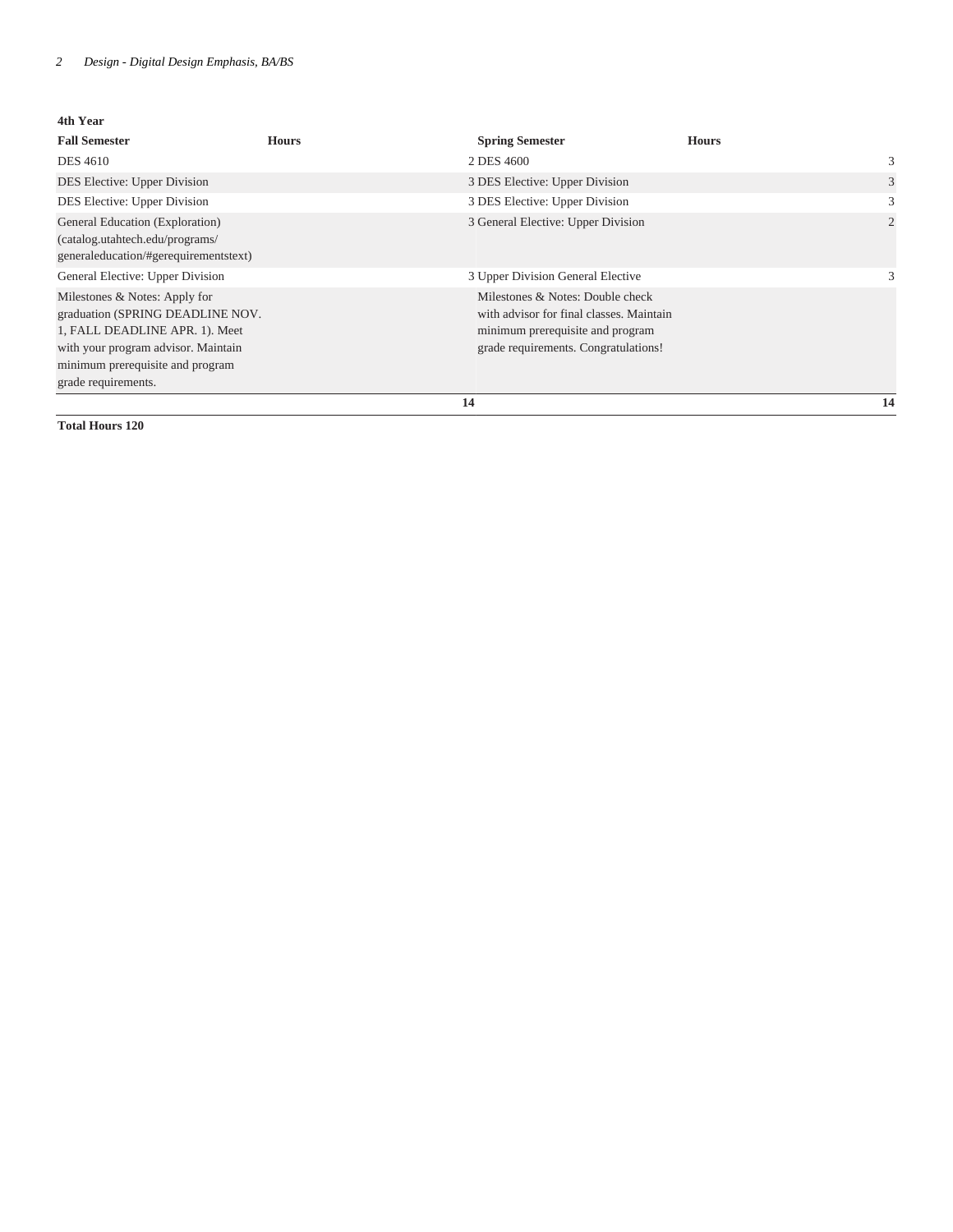**4th Year**

| Fall Semester | Hours | Spring Semester | Hours |
|---|---|---|---|
| DES 4610 | 2 | DES 4600 | 3 |
| DES Elective: Upper Division | 3 | DES Elective: Upper Division | 3 |
| DES Elective: Upper Division | 3 | DES Elective: Upper Division | 3 |
| General Education (Exploration) (catalog.utahtech.edu/programs/generaleducation/#gerequirementstext) | 3 | General Elective: Upper Division | 2 |
| General Elective: Upper Division | 3 | Upper Division General Elective | 3 |
| Milestones & Notes: Apply for graduation (SPRING DEADLINE NOV. 1, FALL DEADLINE APR. 1). Meet with your program advisor. Maintain minimum prerequisite and program grade requirements. | | Milestones & Notes: Double check with advisor for final classes. Maintain minimum prerequisite and program grade requirements. Congratulations! | |
| | **14** | | **14** |

**Total Hours 120**